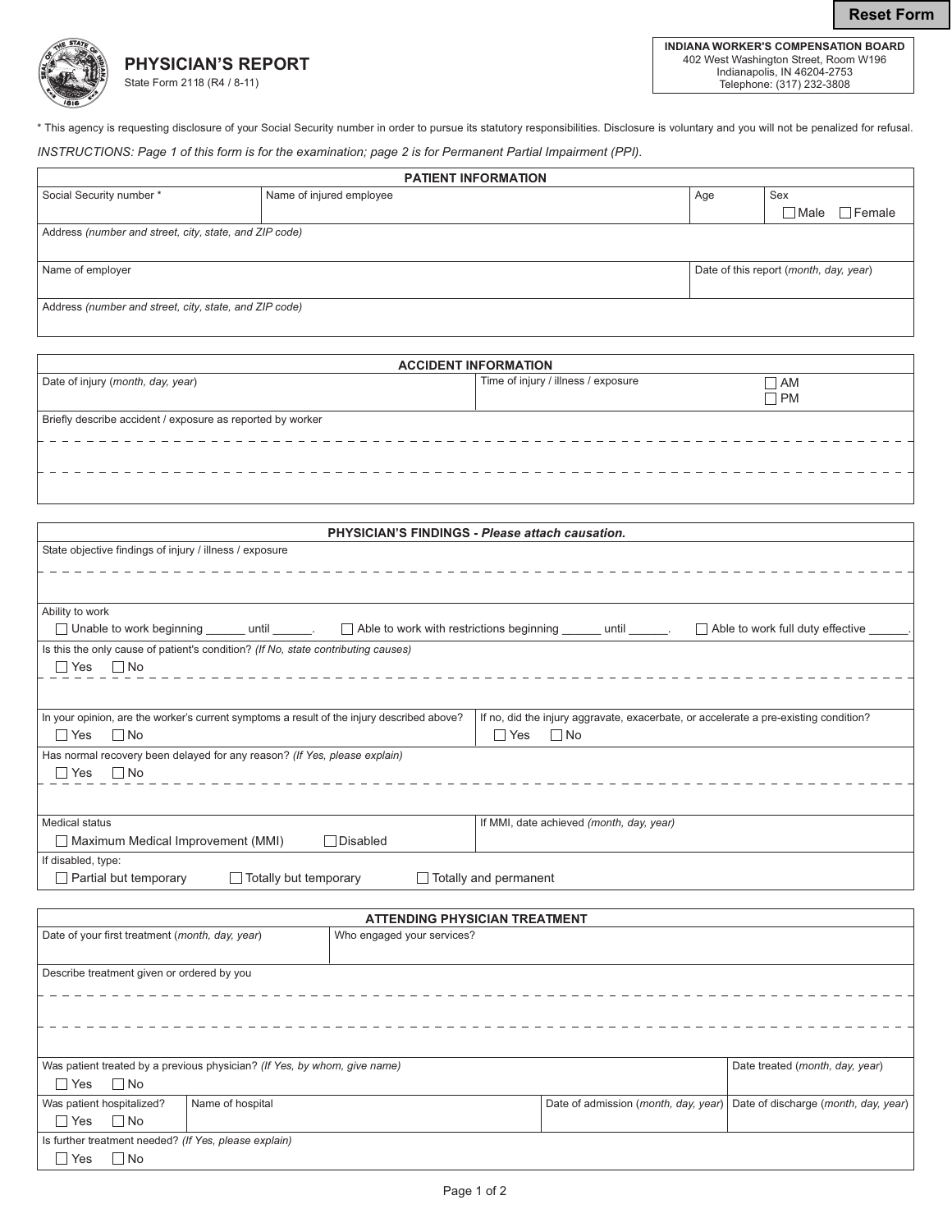Reset Form

# PHYSICIAN'S REPORT

State Form 2118 (R4 / 8-11)

**INDIANA WORKER'S COMPENSATION BOARD**
402 West Washington Street, Room W196
Indianapolis, IN 46204-2753
Telephone: (317) 232-3808

* This agency is requesting disclosure of your Social Security number in order to pursue its statutory responsibilities. Disclosure is voluntary and you will not be penalized for refusal.

*INSTRUCTIONS: Page 1 of this form is for the examination; page 2 is for Permanent Partial Impairment (PPI).*

## PATIENT INFORMATION

| Social Security number * | Name of injured employee | Age | Sex ☐ Male ☐ Female |
|---|---|---|---|
| Address *(number and street, city, state, and ZIP code)* | | | |
| Name of employer | | Date of this report *(month, day, year)* | |
| Address *(number and street, city, state, and ZIP code)* | | | |

## ACCIDENT INFORMATION

| Date of injury *(month, day, year)* | Time of injury / illness / exposure | ☐ AM ☐ PM |
|---|---|---|
| Briefly describe accident / exposure as reported by worker | | |

## PHYSICIAN'S FINDINGS - *Please attach causation.*

State objective findings of injury / illness / exposure

Ability to work
☐ Unable to work beginning ______ until ______. ☐ Able to work with restrictions beginning ______ until ______. ☐ Able to work full duty effective ______.

Is this the only cause of patient's condition? *(If No, state contributing causes)*
☐ Yes ☐ No

| In your opinion, are the worker's current symptoms a result of the injury described above? ☐ Yes ☐ No | If no, did the injury aggravate, exacerbate, or accelerate a pre-existing condition? ☐ Yes ☐ No |
|---|---|

Has normal recovery been delayed for any reason? *(If Yes, please explain)*
☐ Yes ☐ No

| Medical status ☐ Maximum Medical Improvement (MMI) ☐ Disabled | If MMI, date achieved *(month, day, year)* |
|---|---|

If disabled, type:
☐ Partial but temporary ☐ Totally but temporary ☐ Totally and permanent

## ATTENDING PHYSICIAN TREATMENT

| Date of your first treatment *(month, day, year)* | Who engaged your services? |
|---|---|

Describe treatment given or ordered by you

| Was patient treated by a previous physician? *(If Yes, by whom, give name)* ☐ Yes ☐ No | | | Date treated *(month, day, year)* |
|---|---|---|---|
| Was patient hospitalized? ☐ Yes ☐ No | Name of hospital | Date of admission *(month, day, year)* | Date of discharge *(month, day, year)* |

Is further treatment needed? *(If Yes, please explain)*
☐ Yes ☐ No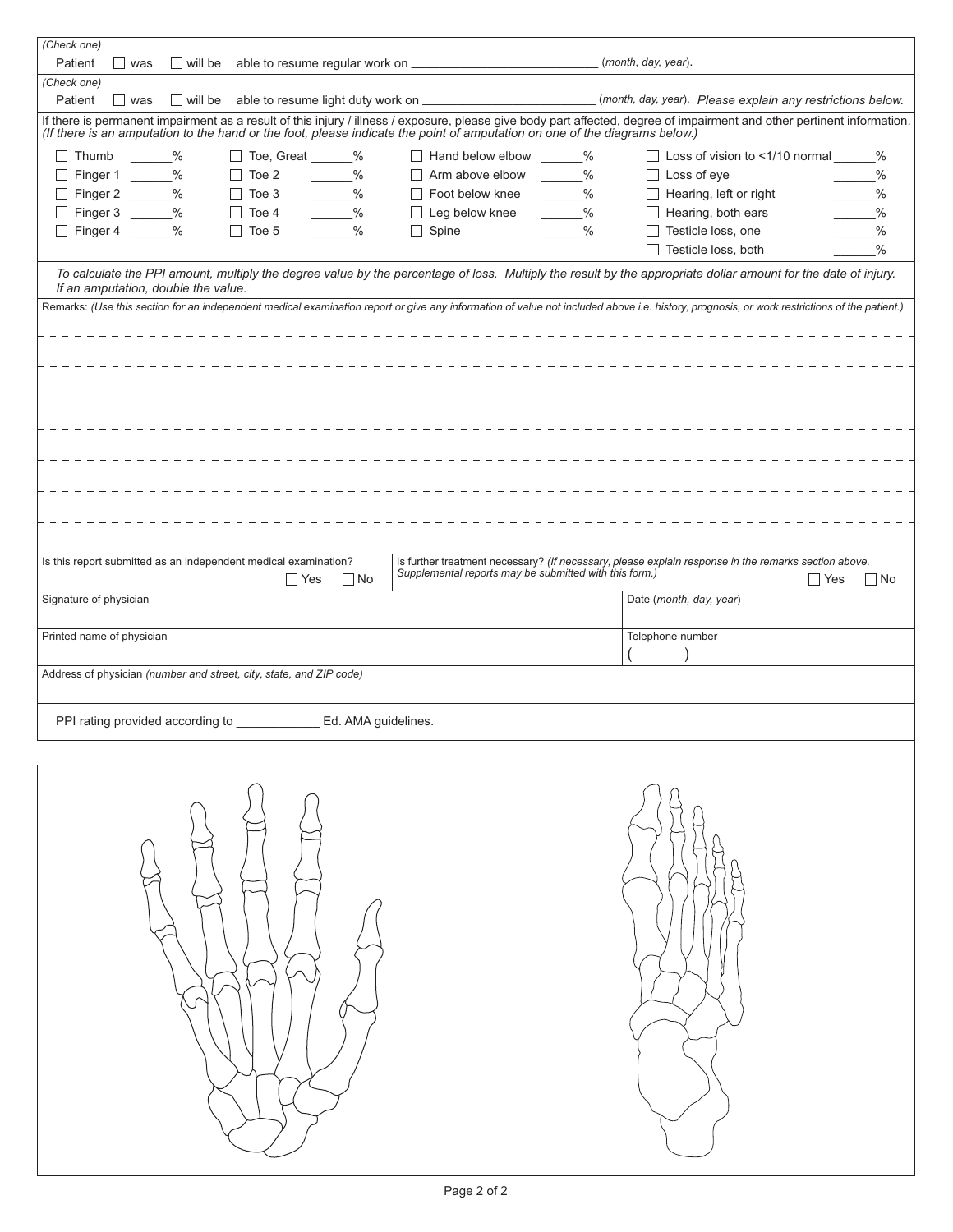*(Check one)*

Patient ☐ was ☐ will be able to resume regular work on ___________________________ (*month, day, year*).

*(Check one)*

Patient ☐ was ☐ will be able to resume light duty work on _________________________ (*month, day, year*). *Please explain any restrictions below.*

If there is permanent impairment as a result of this injury / illness / exposure, please give body part affected, degree of impairment and other pertinent information. *(If there is an amputation to the hand or the foot, please indicate the point of amputation on one of the diagrams below.)*

| | | | |
|---|---|---|---|
| ☐ Thumb ______% | ☐ Toe, Great ______% | ☐ Hand below elbow ______% | ☐ Loss of vision to <1/10 normal ______% |
| ☐ Finger 1 ______% | ☐ Toe 2 ______% | ☐ Arm above elbow ______% | ☐ Loss of eye ______% |
| ☐ Finger 2 ______% | ☐ Toe 3 ______% | ☐ Foot below knee ______% | ☐ Hearing, left or right ______% |
| ☐ Finger 3 ______% | ☐ Toe 4 ______% | ☐ Leg below knee ______% | ☐ Hearing, both ears ______% |
| ☐ Finger 4 ______% | ☐ Toe 5 ______% | ☐ Spine ______% | ☐ Testicle loss, one ______% |
| | | | ☐ Testicle loss, both ______% |

*To calculate the PPI amount, multiply the degree value by the percentage of loss. Multiply the result by the appropriate dollar amount for the date of injury. If an amputation, double the value.*

Remarks: *(Use this section for an independent medical examination report or give any information of value not included above i.e. history, prognosis, or work restrictions of the patient.)*

Is this report submitted as an independent medical examination? ☐ Yes ☐ No

Is further treatment necessary? *(If necessary, please explain response in the remarks section above. Supplemental reports may be submitted with this form.)* ☐ Yes ☐ No

Signature of physician

Date (*month, day, year*)

Printed name of physician

Telephone number
(     )

Address of physician *(number and street, city, state, and ZIP code)*

PPI rating provided according to ____________ Ed. AMA guidelines.